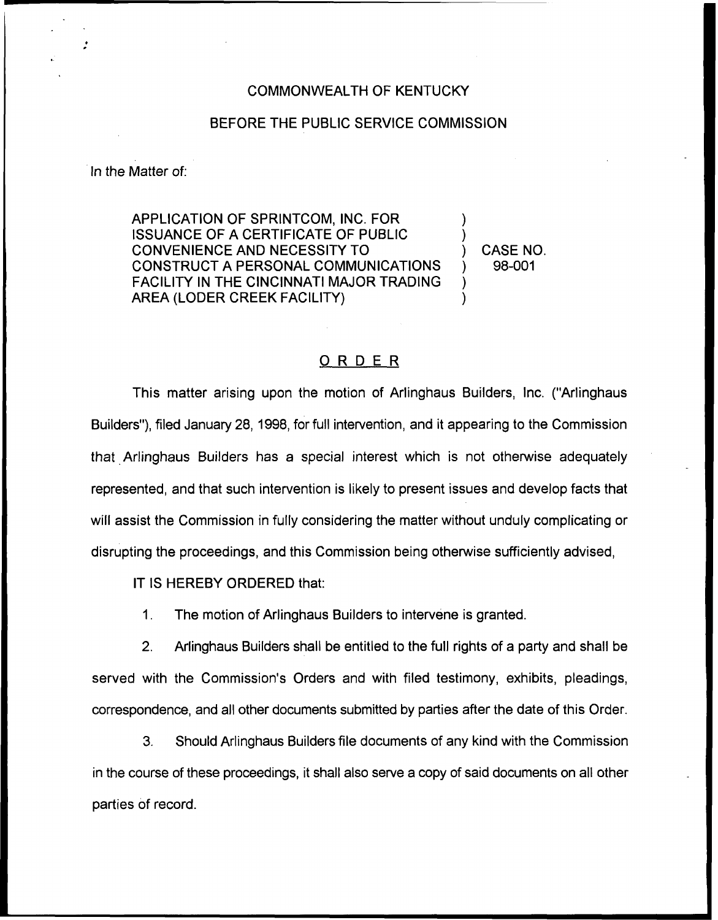COMMONWEALTH OF KENTUCKY

BEFORE THE PUBLIC SERVICE COMMISSION

In the Matter of:

APPLICATION OF SPRINTCOM, INC. FOR ISSUANCE OF A CERTIFICATE OF PUBLIC CONVENIENCE AND NECESSITY TO CONSTRUCT A PERSONAL COMMUNICATIONS FACILITY IN THE CINCINNATI MAJOR TRADING AREA (LODER CREEK FACILITY) ) CASE NO. 98-001

## ORDER

This matter arising upon the motion of Arlinghaus Builders, Inc. ("Arlinghaus Builders"), filed January 28, 1998, for full intervention, and it appearing to the Commission that Arlinghaus Builders has a special interest which is not otherwise adequately represented, and that such intervention is likely to present issues and develop facts that will assist the Commission in fully considering the matter without unduly complicating or disrupting the proceedings, and this Commission being otherwise sufficiently advised,

IT IS HEREBY ORDERED that:

1. The motion of Arlinghaus Builders to intervene is granted.

2. Arlinghaus Builders shall be entitled to the full rights of a party and shall be served with the Commission's Orders and with filed testimony, exhibits, pleadings, correspondence, and all other documents submitted by parties after the date of this Order.

3. Should Arlinghaus Builders file documents of any kind with the Commission in the course of these proceedings, it shall also serve a copy of said documents on all other parties of record.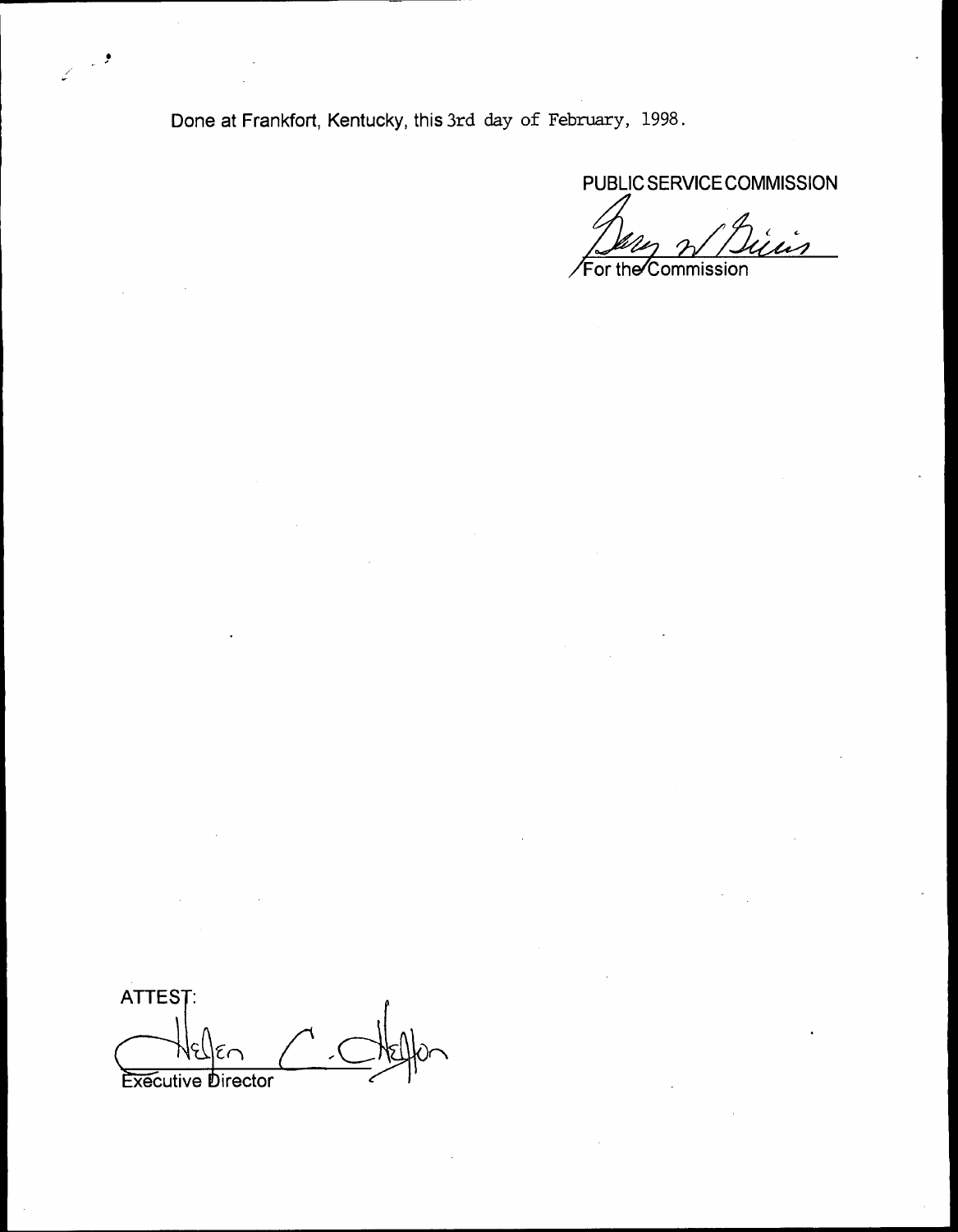Done at Frankfort, Kentucky, this 3rd day of February, 1998.

PUBLIC SERVICE COMMISSION

For the Commission

ATTEST:

Executive Director